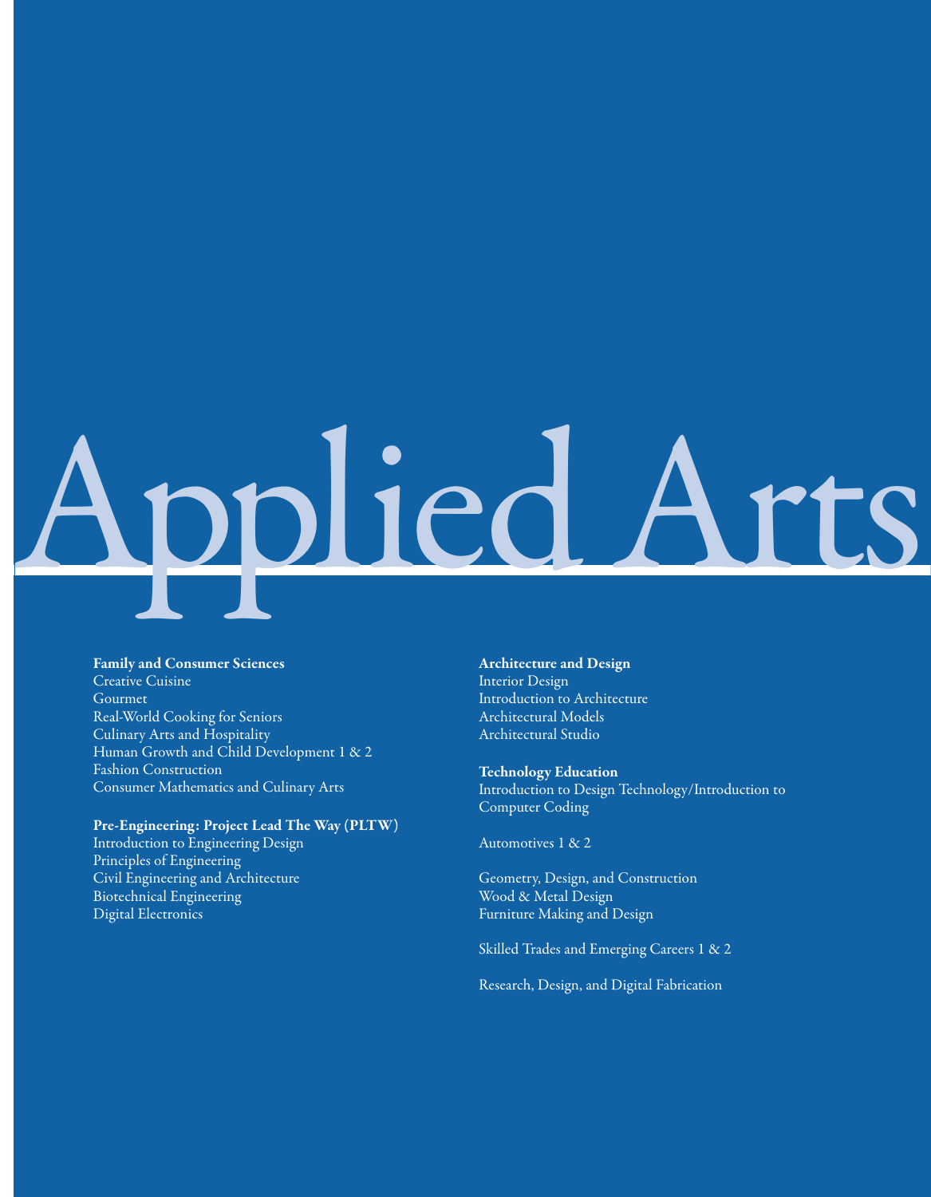# Applied Arts

**Family and Consumer Sciences**
Creative Cuisine
Gourmet
Real-World Cooking for Seniors
Culinary Arts and Hospitality
Human Growth and Child Development 1 & 2
Fashion Construction
Consumer Mathematics and Culinary Arts

**Pre-Engineering: Project Lead The Way (PLTW)**
Introduction to Engineering Design
Principles of Engineering
Civil Engineering and Architecture
Biotechnical Engineering
Digital Electronics

**Architecture and Design**
Interior Design
Introduction to Architecture
Architectural Models
Architectural Studio

**Technology Education**
Introduction to Design Technology/Introduction to Computer Coding

Automotives 1 & 2

Geometry, Design, and Construction
Wood & Metal Design
Furniture Making and Design

Skilled Trades and Emerging Careers 1 & 2

Research, Design, and Digital Fabrication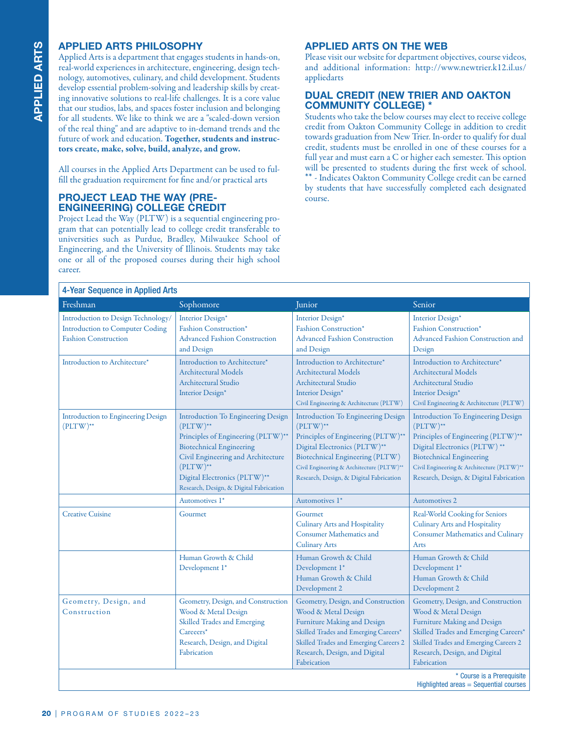# APPLIED ARTS

## APPLIED ARTS PHILOSOPHY

Applied Arts is a department that engages students in hands-on, real-world experiences in architecture, engineering, design technology, automotives, culinary, and child development. Students develop essential problem-solving and leadership skills by creating innovative solutions to real-life challenges. It is a core value that our studios, labs, and spaces foster inclusion and belonging for all students. We like to think we are a "scaled-down version of the real thing" and are adaptive to in-demand trends and the future of work and education. **Together, students and instructors create, make, solve, build, analyze, and grow.**

All courses in the Applied Arts Department can be used to fulfill the graduation requirement for fine and/or practical arts

## PROJECT LEAD THE WAY (PRE-ENGINEERING) COLLEGE CREDIT

Project Lead the Way (PLTW) is a sequential engineering program that can potentially lead to college credit transferable to universities such as Purdue, Bradley, Milwaukee School of Engineering, and the University of Illinois. Students may take one or all of the proposed courses during their high school career.

## APPLIED ARTS ON THE WEB

Please visit our website for department objectives, course videos, and additional information: http://www.newtrier.k12.il.us/appliedarts

## DUAL CREDIT (NEW TRIER AND OAKTON COMMUNITY COLLEGE) *

Students who take the below courses may elect to receive college credit from Oakton Community College in addition to credit towards graduation from New Trier. In-order to qualify for dual credit, students must be enrolled in one of these courses for a full year and must earn a C or higher each semester. This option will be presented to students during the first week of school. ** - Indicates Oakton Community College credit can be earned by students that have successfully completed each designated course.

**4-Year Sequence in Applied Arts**

| Freshman | Sophomore | Junior | Senior |
| --- | --- | --- | --- |
| Introduction to Design Technology/<br>Introduction to Computer Coding<br>Fashion Construction | Interior Design*<br>Fashion Construction*<br>Advanced Fashion Construction and Design | Interior Design*<br>Fashion Construction*<br>Advanced Fashion Construction and Design | Interior Design*<br>Fashion Construction*<br>Advanced Fashion Construction and Design |
| Introduction to Architecture* | Introduction to Architecture*<br>Architectural Models<br>Architectural Studio<br>Interior Design* | Introduction to Architecture*<br>Architectural Models<br>Architectural Studio<br>Interior Design*<br>Civil Engineering & Architecture (PLTW) | Introduction to Architecture*<br>Architectural Models<br>Architectural Studio<br>Interior Design*<br>Civil Engineering & Architecture (PLTW) |
| Introduction to Engineering Design (PLTW)** | Introduction To Engineering Design (PLTW)**<br>Principles of Engineering (PLTW)**<br>Biotechnical Engineering<br>Civil Engineering and Architecture (PLTW)**<br>Digital Electronics (PLTW)**<br>Research, Design, & Digital Fabrication | Introduction To Engineering Design (PLTW)**<br>Principles of Engineering (PLTW)**<br>Digital Electronics (PLTW)**<br>Biotechnical Engineering (PLTW)<br>Civil Engineering & Architecture (PLTW)**<br>Research, Design, & Digital Fabrication | Introduction To Engineering Design (PLTW)**<br>Principles of Engineering (PLTW)**<br>Digital Electronics (PLTW) **<br>Biotechnical Engineering<br>Civil Engineering & Architecture (PLTW)**<br>Research, Design, & Digital Fabrication |
| | Automotives 1* | Automotives 1* | Automotives 2 |
| Creative Cuisine | Gourmet | Gourmet<br>Culinary Arts and Hospitality<br>Consumer Mathematics and Culinary Arts | Real-World Cooking for Seniors<br>Culinary Arts and Hospitality<br>Consumer Mathematics and Culinary Arts |
| | Human Growth & Child Development 1* | Human Growth & Child Development 1*<br>Human Growth & Child Development 2 | Human Growth & Child Development 1*<br>Human Growth & Child Development 2 |
| Geometry, Design, and Construction | Geometry, Design, and Construction<br>Wood & Metal Design<br>Skilled Trades and Emerging Careeers*<br>Research, Design, and Digital Fabrication | Geometry, Design, and Construction<br>Wood & Metal Design<br>Furniture Making and Design<br>Skilled Trades and Emerging Careers*<br>Skilled Trades and Emerging Careers 2<br>Research, Design, and Digital Fabrication | Geometry, Design, and Construction<br>Wood & Metal Design<br>Furniture Making and Design<br>Skilled Trades and Emerging Careers*<br>Skilled Trades and Emerging Careers 2<br>Research, Design, and Digital Fabrication |

\* Course is a Prerequisite
Highlighted areas = Sequential courses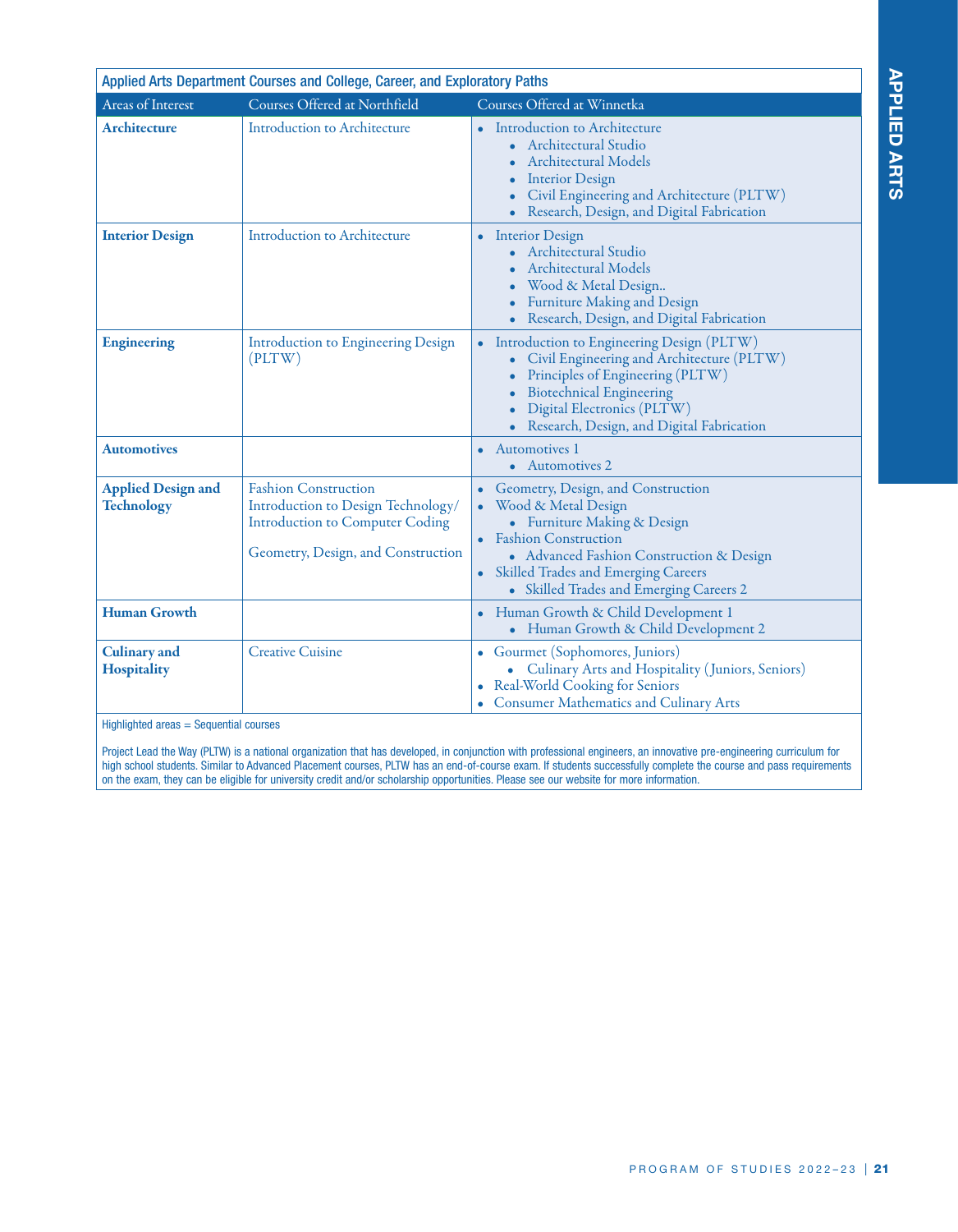## Applied Arts Department Courses and College, Career, and Exploratory Paths

| Areas of Interest | Courses Offered at Northfield | Courses Offered at Winnetka |
|---|---|---|
| **Architecture** | Introduction to Architecture | • Introduction to Architecture<br>  • Architectural Studio<br>  • Architectural Models<br>  • Interior Design<br>  • Civil Engineering and Architecture (PLTW)<br>  • Research, Design, and Digital Fabrication |
| **Interior Design** | Introduction to Architecture | • Interior Design<br>  • Architectural Studio<br>  • Architectural Models<br>  • Wood & Metal Design..<br>  • Furniture Making and Design<br>  • Research, Design, and Digital Fabrication |
| **Engineering** | Introduction to Engineering Design (PLTW) | • Introduction to Engineering Design (PLTW)<br>  • Civil Engineering and Architecture (PLTW)<br>  • Principles of Engineering (PLTW)<br>  • Biotechnical Engineering<br>  • Digital Electronics (PLTW)<br>  • Research, Design, and Digital Fabrication |
| **Automotives** | | • Automotives 1<br>  • Automotives 2 |
| **Applied Design and Technology** | Fashion Construction<br>Introduction to Design Technology/ Introduction to Computer Coding<br><br>Geometry, Design, and Construction | • Geometry, Design, and Construction<br>• Wood & Metal Design<br>  • Furniture Making & Design<br>• Fashion Construction<br>  • Advanced Fashion Construction & Design<br>• Skilled Trades and Emerging Careers<br>  • Skilled Trades and Emerging Careers 2 |
| **Human Growth** | | • Human Growth & Child Development 1<br>  • Human Growth & Child Development 2 |
| **Culinary and Hospitality** | Creative Cuisine | • Gourmet (Sophomores, Juniors)<br>  • Culinary Arts and Hospitality (Juniors, Seniors)<br>• Real-World Cooking for Seniors<br>• Consumer Mathematics and Culinary Arts |

Highlighted areas = Sequential courses

Project Lead the Way (PLTW) is a national organization that has developed, in conjunction with professional engineers, an innovative pre-engineering curriculum for high school students. Similar to Advanced Placement courses, PLTW has an end-of-course exam. If students successfully complete the course and pass requirements on the exam, they can be eligible for university credit and/or scholarship opportunities. Please see our website for more information.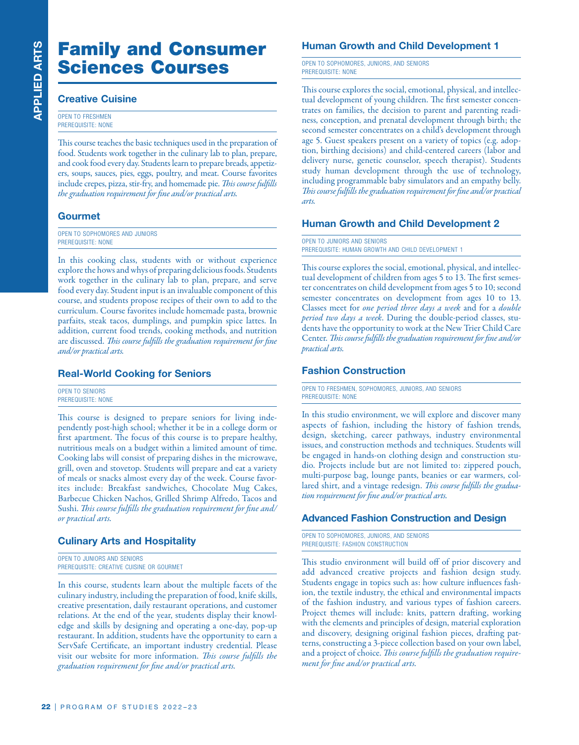# Family and Consumer Sciences Courses

## Creative Cuisine

OPEN TO FRESHMEN
PREREQUISITE: NONE

This course teaches the basic techniques used in the preparation of food. Students work together in the culinary lab to plan, prepare, and cook food every day. Students learn to prepare breads, appetizers, soups, sauces, pies, eggs, poultry, and meat. Course favorites include crepes, pizza, stir-fry, and homemade pie. *This course fulfills the graduation requirement for fine and/or practical arts.*

## Gourmet

OPEN TO SOPHOMORES AND JUNIORS
PREREQUISITE: NONE

In this cooking class, students with or without experience explore the hows and whys of preparing delicious foods. Students work together in the culinary lab to plan, prepare, and serve food every day. Student input is an invaluable component of this course, and students propose recipes of their own to add to the curriculum. Course favorites include homemade pasta, brownie parfaits, steak tacos, dumplings, and pumpkin spice lattes. In addition, current food trends, cooking methods, and nutrition are discussed. *This course fulfills the graduation requirement for fine and/or practical arts.*

## Real-World Cooking for Seniors

OPEN TO SENIORS
PREREQUISITE: NONE

This course is designed to prepare seniors for living independently post-high school; whether it be in a college dorm or first apartment. The focus of this course is to prepare healthy, nutritious meals on a budget within a limited amount of time. Cooking labs will consist of preparing dishes in the microwave, grill, oven and stovetop. Students will prepare and eat a variety of meals or snacks almost every day of the week. Course favorites include: Breakfast sandwiches, Chocolate Mug Cakes, Barbecue Chicken Nachos, Grilled Shrimp Alfredo, Tacos and Sushi. *This course fulfills the graduation requirement for fine and/or practical arts.*

## Culinary Arts and Hospitality

OPEN TO JUNIORS AND SENIORS
PREREQUISITE: CREATIVE CUISINE OR GOURMET

In this course, students learn about the multiple facets of the culinary industry, including the preparation of food, knife skills, creative presentation, daily restaurant operations, and customer relations. At the end of the year, students display their knowledge and skills by designing and operating a one-day, pop-up restaurant. In addition, students have the opportunity to earn a ServSafe Certificate, an important industry credential. Please visit our website for more information. *This course fulfills the graduation requirement for fine and/or practical arts.*

## Human Growth and Child Development 1

OPEN TO SOPHOMORES, JUNIORS, AND SENIORS
PREREQUISITE: NONE

This course explores the social, emotional, physical, and intellectual development of young children. The first semester concentrates on families, the decision to parent and parenting readiness, conception, and prenatal development through birth; the second semester concentrates on a child's development through age 5. Guest speakers present on a variety of topics (e.g. adoption, birthing decisions) and child-centered careers (labor and delivery nurse, genetic counselor, speech therapist). Students study human development through the use of technology, including programmable baby simulators and an empathy belly. *This course fulfills the graduation requirement for fine and/or practical arts.*

## Human Growth and Child Development 2

OPEN TO JUNIORS AND SENIORS
PREREQUISITE: HUMAN GROWTH AND CHILD DEVELOPMENT 1

This course explores the social, emotional, physical, and intellectual development of children from ages 5 to 13. The first semester concentrates on child development from ages 5 to 10; second semester concentrates on development from ages 10 to 13. Classes meet for *one period three days a week* and for a *double period two days a week*. During the double-period classes, students have the opportunity to work at the New Trier Child Care Center. *This course fulfills the graduation requirement for fine and/or practical arts.*

## Fashion Construction

OPEN TO FRESHMEN, SOPHOMORES, JUNIORS, AND SENIORS
PREREQUISITE: NONE

In this studio environment, we will explore and discover many aspects of fashion, including the history of fashion trends, design, sketching, career pathways, industry environmental issues, and construction methods and techniques. Students will be engaged in hands-on clothing design and construction studio. Projects include but are not limited to: zippered pouch, multi-purpose bag, lounge pants, beanies or ear warmers, collared shirt, and a vintage redesign. *This course fulfills the graduation requirement for fine and/or practical arts.*

## Advanced Fashion Construction and Design

OPEN TO SOPHOMORES, JUNIORS, AND SENIORS
PREREQUISITE: FASHION CONSTRUCTION

This studio environment will build off of prior discovery and add advanced creative projects and fashion design study. Students engage in topics such as: how culture influences fashion, the textile industry, the ethical and environmental impacts of the fashion industry, and various types of fashion careers. Project themes will include: knits, pattern drafting, working with the elements and principles of design, material exploration and discovery, designing original fashion pieces, drafting patterns, constructing a 3-piece collection based on your own label, and a project of choice. *This course fulfills the graduation requirement for fine and/or practical arts.*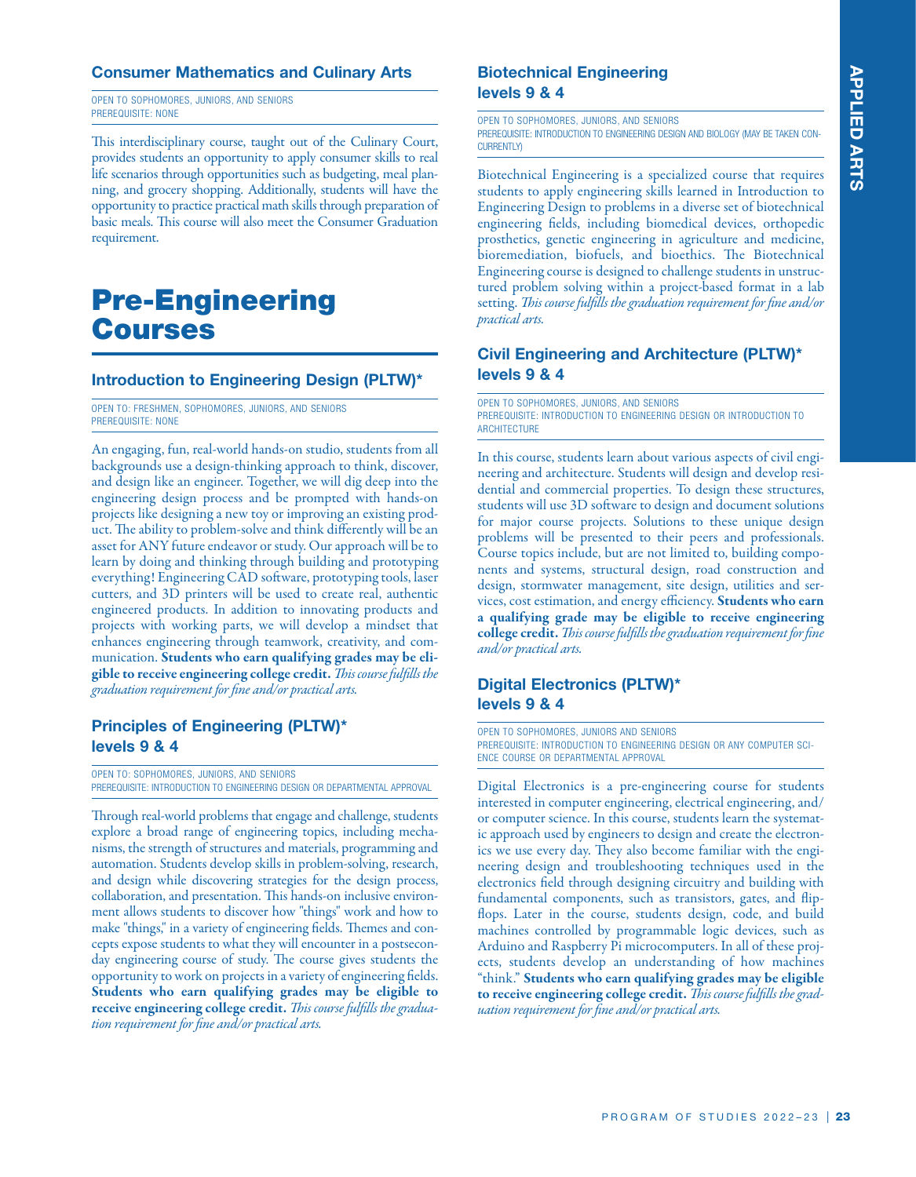### Consumer Mathematics and Culinary Arts

OPEN TO SOPHOMORES, JUNIORS, AND SENIORS
PREREQUISITE: NONE

This interdisciplinary course, taught out of the Culinary Court, provides students an opportunity to apply consumer skills to real life scenarios through opportunities such as budgeting, meal planning, and grocery shopping. Additionally, students will have the opportunity to practice practical math skills through preparation of basic meals. This course will also meet the Consumer Graduation requirement.

## Pre-Engineering Courses

### Introduction to Engineering Design (PLTW)*

OPEN TO: FRESHMEN, SOPHOMORES, JUNIORS, AND SENIORS
PREREQUISITE: NONE

An engaging, fun, real-world hands-on studio, students from all backgrounds use a design-thinking approach to think, discover, and design like an engineer. Together, we will dig deep into the engineering design process and be prompted with hands-on projects like designing a new toy or improving an existing product. The ability to problem-solve and think differently will be an asset for ANY future endeavor or study. Our approach will be to learn by doing and thinking through building and prototyping everything! Engineering CAD software, prototyping tools, laser cutters, and 3D printers will be used to create real, authentic engineered products. In addition to innovating products and projects with working parts, we will develop a mindset that enhances engineering through teamwork, creativity, and communication. **Students who earn qualifying grades may be eligible to receive engineering college credit.** *This course fulfills the graduation requirement for fine and/or practical arts.*

### Principles of Engineering (PLTW)* levels 9 & 4

OPEN TO: SOPHOMORES, JUNIORS, AND SENIORS
PREREQUISITE: INTRODUCTION TO ENGINEERING DESIGN OR DEPARTMENTAL APPROVAL

Through real-world problems that engage and challenge, students explore a broad range of engineering topics, including mechanisms, the strength of structures and materials, programming and automation. Students develop skills in problem-solving, research, and design while discovering strategies for the design process, collaboration, and presentation. This hands-on inclusive environment allows students to discover how "things" work and how to make "things," in a variety of engineering fields. Themes and concepts expose students to what they will encounter in a postsecondary engineering course of study. The course gives students the opportunity to work on projects in a variety of engineering fields. **Students who earn qualifying grades may be eligible to receive engineering college credit.** *This course fulfills the graduation requirement for fine and/or practical arts.*

### Biotechnical Engineering levels 9 & 4

OPEN TO SOPHOMORES, JUNIORS, AND SENIORS
PREREQUISITE: INTRODUCTION TO ENGINEERING DESIGN AND BIOLOGY (MAY BE TAKEN CONCURRENTLY)

Biotechnical Engineering is a specialized course that requires students to apply engineering skills learned in Introduction to Engineering Design to problems in a diverse set of biotechnical engineering fields, including biomedical devices, orthopedic prosthetics, genetic engineering in agriculture and medicine, bioremediation, biofuels, and bioethics. The Biotechnical Engineering course is designed to challenge students in unstructured problem solving within a project-based format in a lab setting. *This course fulfills the graduation requirement for fine and/or practical arts.*

### Civil Engineering and Architecture (PLTW)* levels 9 & 4

OPEN TO SOPHOMORES, JUNIORS, AND SENIORS
PREREQUISITE: INTRODUCTION TO ENGINEERING DESIGN OR INTRODUCTION TO ARCHITECTURE

In this course, students learn about various aspects of civil engineering and architecture. Students will design and develop residential and commercial properties. To design these structures, students will use 3D software to design and document solutions for major course projects. Solutions to these unique design problems will be presented to their peers and professionals. Course topics include, but are not limited to, building components and systems, structural design, road construction and design, stormwater management, site design, utilities and services, cost estimation, and energy efficiency. **Students who earn a qualifying grade may be eligible to receive engineering college credit.** *This course fulfills the graduation requirement for fine and/or practical arts.*

### Digital Electronics (PLTW)* levels 9 & 4

OPEN TO SOPHOMORES, JUNIORS AND SENIORS
PREREQUISITE: INTRODUCTION TO ENGINEERING DESIGN OR ANY COMPUTER SCIENCE COURSE OR DEPARTMENTAL APPROVAL

Digital Electronics is a pre-engineering course for students interested in computer engineering, electrical engineering, and/or computer science. In this course, students learn the systematic approach used by engineers to design and create the electronics we use every day. They also become familiar with the engineering design and troubleshooting techniques used in the electronics field through designing circuitry and building with fundamental components, such as transistors, gates, and flip-flops. Later in the course, students design, code, and build machines controlled by programmable logic devices, such as Arduino and Raspberry Pi microcomputers. In all of these projects, students develop an understanding of how machines "think." **Students who earn qualifying grades may be eligible to receive engineering college credit.** *This course fulfills the graduation requirement for fine and/or practical arts.*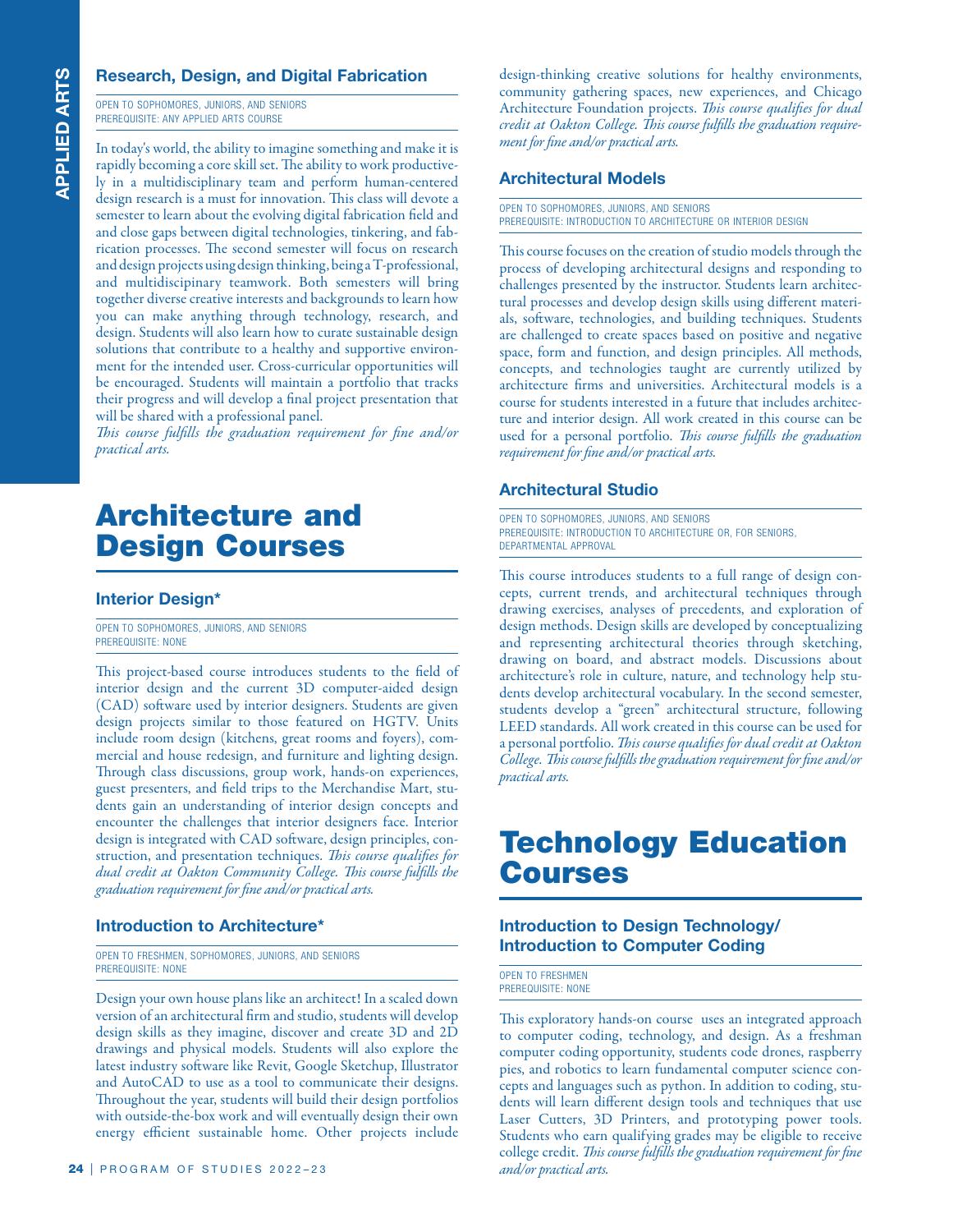### Research, Design, and Digital Fabrication

OPEN TO SOPHOMORES, JUNIORS, AND SENIORS
PREREQUISITE: ANY APPLIED ARTS COURSE

In today's world, the ability to imagine something and make it is rapidly becoming a core skill set. The ability to work productively in a multidisciplinary team and perform human-centered design research is a must for innovation. This class will devote a semester to learn about the evolving digital fabrication field and and close gaps between digital technologies, tinkering, and fabrication processes. The second semester will focus on research and design projects using design thinking, being a T-professional, and multidiscipinary teamwork. Both semesters will bring together diverse creative interests and backgrounds to learn how you can make anything through technology, research, and design. Students will also learn how to curate sustainable design solutions that contribute to a healthy and supportive environment for the intended user. Cross-curricular opportunities will be encouraged. Students will maintain a portfolio that tracks their progress and will develop a final project presentation that will be shared with a professional panel.
*This course fulfills the graduation requirement for fine and/or practical arts.*

# Architecture and Design Courses

### Interior Design*

OPEN TO SOPHOMORES, JUNIORS, AND SENIORS
PREREQUISITE: NONE

This project-based course introduces students to the field of interior design and the current 3D computer-aided design (CAD) software used by interior designers. Students are given design projects similar to those featured on HGTV. Units include room design (kitchens, great rooms and foyers), commercial and house redesign, and furniture and lighting design. Through class discussions, group work, hands-on experiences, guest presenters, and field trips to the Merchandise Mart, students gain an understanding of interior design concepts and encounter the challenges that interior designers face. Interior design is integrated with CAD software, design principles, construction, and presentation techniques. *This course qualifies for dual credit at Oakton Community College. This course fulfills the graduation requirement for fine and/or practical arts.*

### Introduction to Architecture*

OPEN TO FRESHMEN, SOPHOMORES, JUNIORS, AND SENIORS
PREREQUISITE: NONE

Design your own house plans like an architect! In a scaled down version of an architectural firm and studio, students will develop design skills as they imagine, discover and create 3D and 2D drawings and physical models. Students will also explore the latest industry software like Revit, Google Sketchup, Illustrator and AutoCAD to use as a tool to communicate their designs. Throughout the year, students will build their design portfolios with outside-the-box work and will eventually design their own energy efficient sustainable home. Other projects include design-thinking creative solutions for healthy environments, community gathering spaces, new experiences, and Chicago Architecture Foundation projects. *This course qualifies for dual credit at Oakton College. This course fulfills the graduation requirement for fine and/or practical arts.*

### Architectural Models

OPEN TO SOPHOMORES, JUNIORS, AND SENIORS
PREREQUISITE: INTRODUCTION TO ARCHITECTURE OR INTERIOR DESIGN

This course focuses on the creation of studio models through the process of developing architectural designs and responding to challenges presented by the instructor. Students learn architectural processes and develop design skills using different materials, software, technologies, and building techniques. Students are challenged to create spaces based on positive and negative space, form and function, and design principles. All methods, concepts, and technologies taught are currently utilized by architecture firms and universities. Architectural models is a course for students interested in a future that includes architecture and interior design. All work created in this course can be used for a personal portfolio. *This course fulfills the graduation requirement for fine and/or practical arts.*

### Architectural Studio

OPEN TO SOPHOMORES, JUNIORS, AND SENIORS
PREREQUISITE: INTRODUCTION TO ARCHITECTURE OR, FOR SENIORS, DEPARTMENTAL APPROVAL

This course introduces students to a full range of design concepts, current trends, and architectural techniques through drawing exercises, analyses of precedents, and exploration of design methods. Design skills are developed by conceptualizing and representing architectural theories through sketching, drawing on board, and abstract models. Discussions about architecture's role in culture, nature, and technology help students develop architectural vocabulary. In the second semester, students develop a "green" architectural structure, following LEED standards. All work created in this course can be used for a personal portfolio. *This course qualifies for dual credit at Oakton College. This course fulfills the graduation requirement for fine and/or practical arts.*

# Technology Education Courses

### Introduction to Design Technology/ Introduction to Computer Coding

OPEN TO FRESHMEN
PREREQUISITE: NONE

This exploratory hands-on course uses an integrated approach to computer coding, technology, and design. As a freshman computer coding opportunity, students code drones, raspberry pies, and robotics to learn fundamental computer science concepts and languages such as python. In addition to coding, students will learn different design tools and techniques that use Laser Cutters, 3D Printers, and prototyping power tools. Students who earn qualifying grades may be eligible to receive college credit. *This course fulfills the graduation requirement for fine and/or practical arts.*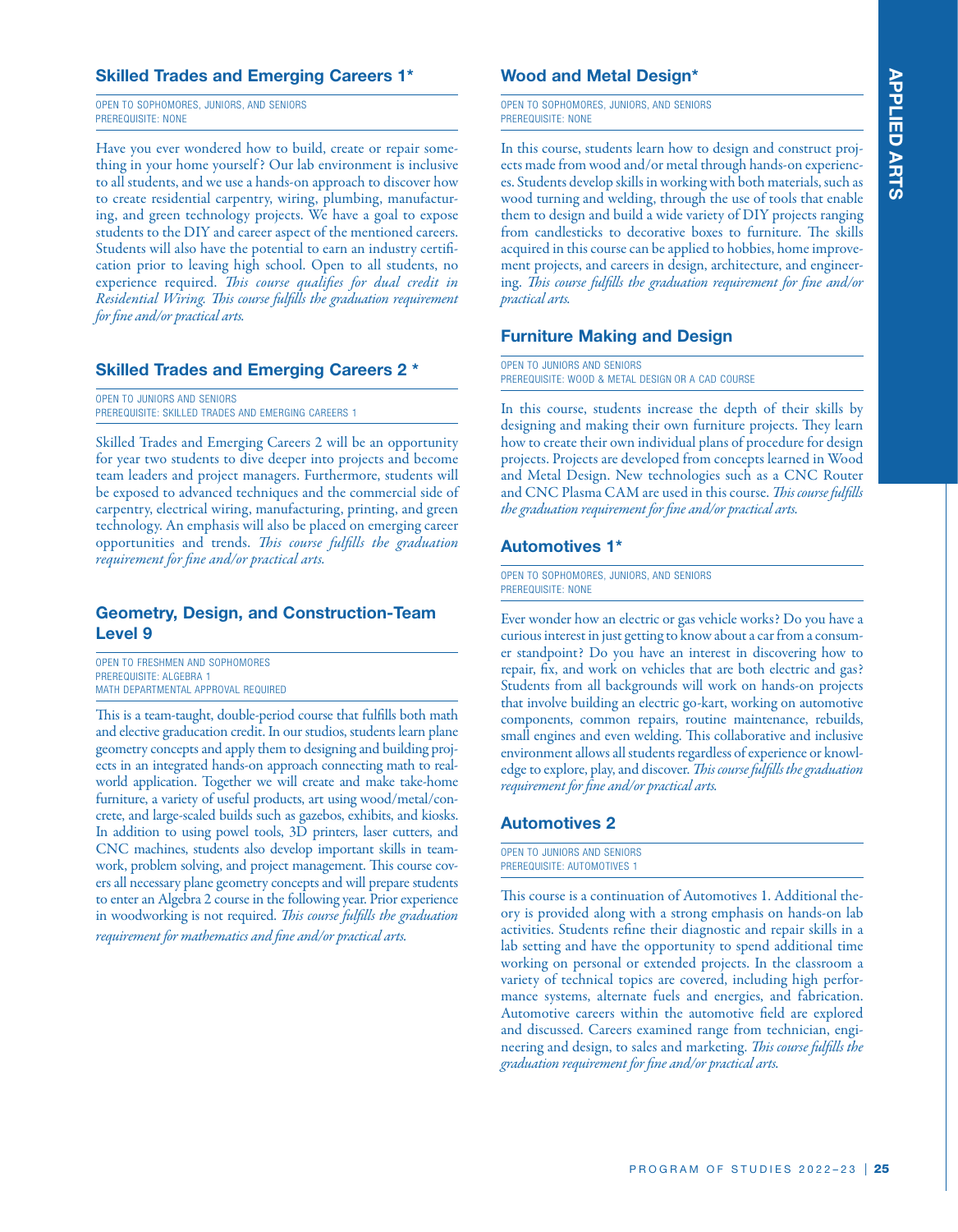## Skilled Trades and Emerging Careers 1*

OPEN TO SOPHOMORES, JUNIORS, AND SENIORS
PREREQUISITE: NONE

Have you ever wondered how to build, create or repair something in your home yourself? Our lab environment is inclusive to all students, and we use a hands-on approach to discover how to create residential carpentry, wiring, plumbing, manufacturing, and green technology projects. We have a goal to expose students to the DIY and career aspect of the mentioned careers. Students will also have the potential to earn an industry certification prior to leaving high school. Open to all students, no experience required. *This course qualifies for dual credit in Residential Wiring. This course fulfills the graduation requirement for fine and/or practical arts.*

## Skilled Trades and Emerging Careers 2 *

OPEN TO JUNIORS AND SENIORS
PREREQUISITE: SKILLED TRADES AND EMERGING CAREERS 1

Skilled Trades and Emerging Careers 2 will be an opportunity for year two students to dive deeper into projects and become team leaders and project managers. Furthermore, students will be exposed to advanced techniques and the commercial side of carpentry, electrical wiring, manufacturing, printing, and green technology. An emphasis will also be placed on emerging career opportunities and trends. *This course fulfills the graduation requirement for fine and/or practical arts.*

## Geometry, Design, and Construction-Team Level 9

OPEN TO FRESHMEN AND SOPHOMORES
PREREQUISITE: ALGEBRA 1
MATH DEPARTMENTAL APPROVAL REQUIRED

This is a team-taught, double-period course that fulfills both math and elective gradu­cation credit. In our studios, students learn plane geometry concepts and apply them to designing and building projects in an integrated hands-on approach connecting math to real-world application. Together we will create and make take-home furniture, a variety of useful products, art using wood/metal/concrete, and large-scaled builds such as gazebos, exhibits, and kiosks. In addition to using powel tools, 3D printers, laser cutters, and CNC machines, students also develop important skills in teamwork, problem solving, and project management. This course covers all necessary plane geometry concepts and will prepare students to enter an Algebra 2 course in the following year. Prior experience in woodworking is not required. *This course fulfills the graduation requirement for mathematics and fine and/or practical arts.*

## Wood and Metal Design*

OPEN TO SOPHOMORES, JUNIORS, AND SENIORS
PREREQUISITE: NONE

In this course, students learn how to design and construct projects made from wood and/or metal through hands-on experiences. Students develop skills in working with both materials, such as wood turning and welding, through the use of tools that enable them to design and build a wide variety of DIY projects ranging from candlesticks to decorative boxes to furniture. The skills acquired in this course can be applied to hobbies, home improvement projects, and careers in design, architecture, and engineering. *This course fulfills the graduation requirement for fine and/or practical arts.*

## Furniture Making and Design

OPEN TO JUNIORS AND SENIORS
PREREQUISITE: WOOD & METAL DESIGN OR A CAD COURSE

In this course, students increase the depth of their skills by designing and making their own furniture projects. They learn how to create their own individual plans of procedure for design projects. Projects are developed from concepts learned in Wood and Metal Design. New technologies such as a CNC Router and CNC Plasma CAM are used in this course. *This course fulfills the graduation requirement for fine and/or practical arts.*

## Automotives 1*

OPEN TO SOPHOMORES, JUNIORS, AND SENIORS
PREREQUISITE: NONE

Ever wonder how an electric or gas vehicle works? Do you have a curious interest in just getting to know about a car from a consumer standpoint? Do you have an interest in discovering how to repair, fix, and work on vehicles that are both electric and gas? Students from all backgrounds will work on hands-on projects that involve building an electric go-kart, working on automotive components, common repairs, routine maintenance, rebuilds, small engines and even welding. This collaborative and inclusive environment allows all students regardless of experience or knowledge to explore, play, and discover. *This course fulfills the graduation requirement for fine and/or practical arts.*

## Automotives 2

OPEN TO JUNIORS AND SENIORS
PREREQUISITE: AUTOMOTIVES 1

This course is a continuation of Automotives 1. Additional theory is provided along with a strong emphasis on hands-on lab activities. Students refine their diagnostic and repair skills in a lab setting and have the opportunity to spend additional time working on personal or extended projects. In the classroom a variety of technical topics are covered, including high performance systems, alternate fuels and energies, and fabrication. Automotive careers within the automotive field are explored and discussed. Careers examined range from technician, engineering and design, to sales and marketing. *This course fulfills the graduation requirement for fine and/or practical arts.*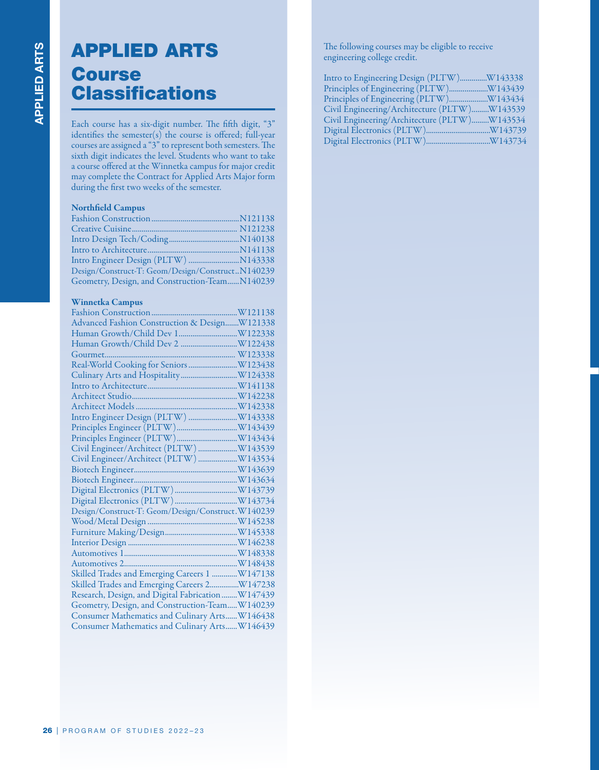# APPLIED ARTS

## Course Classifications

Each course has a six-digit number. The fifth digit, "3" identifies the semester(s) the course is offered; full-year courses are assigned a "3" to represent both semesters. The sixth digit indicates the level. Students who want to take a course offered at the Winnetka campus for major credit may complete the Contract for Applied Arts Major form during the first two weeks of the semester.

**Northfield Campus**

Fashion Construction............................................N121138
Creative Cuisine..................................................... N121238
Intro Design Tech/Coding...................................N140138
Intro to Architecture..............................................N141138
Intro Engineer Design (PLTW) ..........................N143338
Design/Construct-T: Geom/Design/Construct..N140239
Geometry, Design, and Construction-Team......N140239

**Winnetka Campus**

Fashion Construction...........................................W121138
Advanced Fashion Construction & Design.......W121338
Human Growth/Child Dev 1..............................W122338
Human Growth/Child Dev 2 ............................W122438
Gourmet.................................................................. W123338
Real-World Cooking for Seniors.........................W123438
Culinary Arts and Hospitality.............................W124338
Intro to Architecture.............................................W141138
Architect Studio.....................................................W142238
Architect Models ...................................................W142338
Intro Engineer Design (PLTW) .........................W143338
Principles Engineer (PLTW)...............................W143439
Principles Engineer (PLTW)...............................W143434
Civil Engineer/Architect (PLTW) ....................W143539
Civil Engineer/Architect (PLTW) ....................W143534
Biotech Engineer....................................................W143639
Biotech Engineer....................................................W143634
Digital Electronics (PLTW)................................W143739
Digital Electronics (PLTW)................................W143734
Design/Construct-T: Geom/Design/Construct.W140239
Wood/Metal Design .............................................W145238
Furniture Making/Design....................................W145338
Interior Design .......................................................W146238
Automotives 1.........................................................W148338
Automotives 2.........................................................W148438
Skilled Trades and Emerging Careers 1 .............W147138
Skilled Trades and Emerging Careers 2...............W147238
Research, Design, and Digital Fabrication........W147439
Geometry, Design, and Construction-Team.....W140239
Consumer Mathematics and Culinary Arts......W146438
Consumer Mathematics and Culinary Arts......W146439

The following courses may be eligible to receive engineering college credit.

Intro to Engineering Design (PLTW).............W143338
Principles of Engineering (PLTW)...................W143439
Principles of Engineering (PLTW)...................W143434
Civil Engineering/Architecture (PLTW).........W143539
Civil Engineering/Architecture (PLTW).........W143534
Digital Electronics (PLTW)................................W143739
Digital Electronics (PLTW)................................W143734